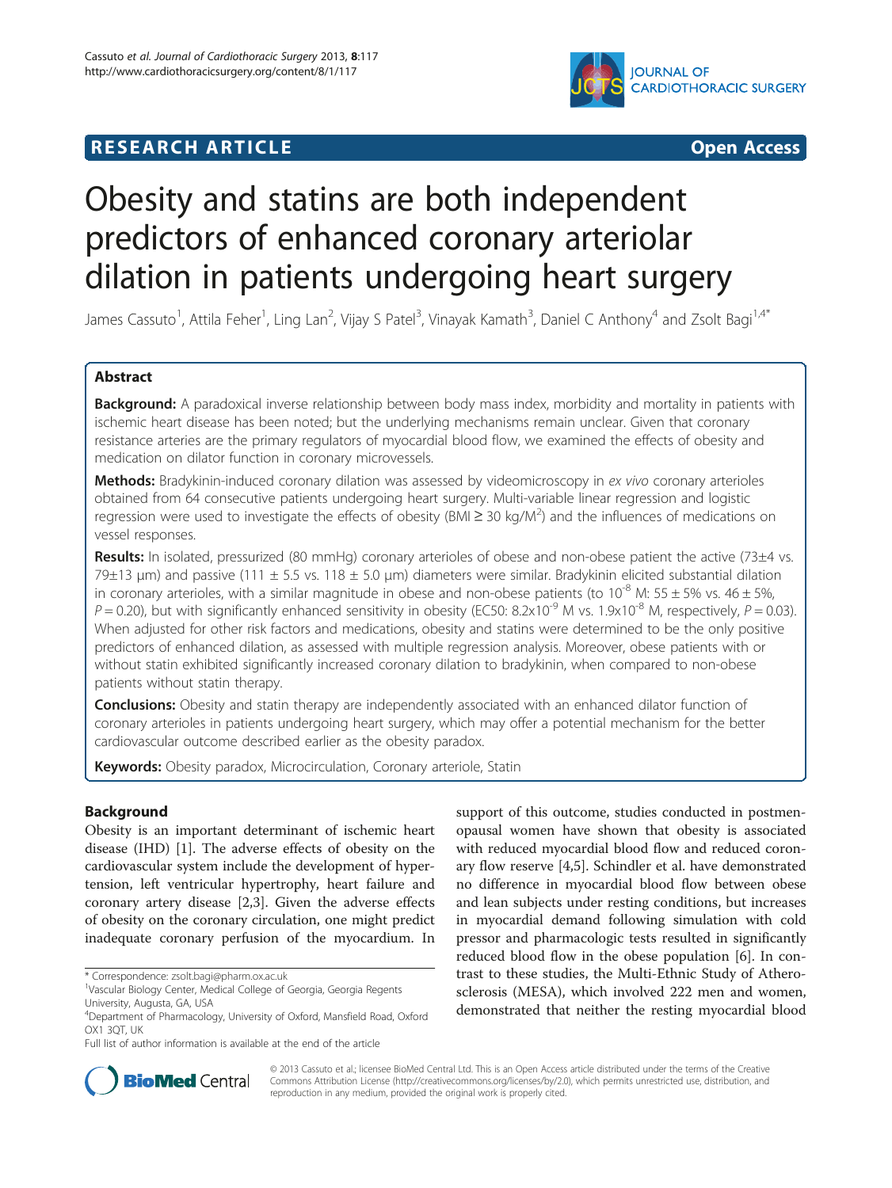**RESEARCH ARTICLE** **Open Access**

# Obesity and statins are both independent predictors of enhanced coronary arteriolar dilation in patients undergoing heart surgery

James Cassuto[1], Attila Feher[1], Ling Lan[2], Vijay S Patel[3], Vinayak Kamath[3], Daniel C Anthony[4] and Zsolt Bagi[1,4*]

## Abstract

**Background:** A paradoxical inverse relationship between body mass index, morbidity and mortality in patients with ischemic heart disease has been noted; but the underlying mechanisms remain unclear. Given that coronary resistance arteries are the primary regulators of myocardial blood flow, we examined the effects of obesity and medication on dilator function in coronary microvessels.

**Methods:** Bradykinin-induced coronary dilation was assessed by videomicroscopy in *ex vivo* coronary arterioles obtained from 64 consecutive patients undergoing heart surgery. Multi-variable linear regression and logistic regression were used to investigate the effects of obesity (BMI ≥ 30 kg/M$^2$) and the influences of medications on vessel responses.

**Results:** In isolated, pressurized (80 mmHg) coronary arterioles of obese and non-obese patient the active (73±4 vs. 79±13 μm) and passive (111 ± 5.5 vs. 118 ± 5.0 μm) diameters were similar. Bradykinin elicited substantial dilation in coronary arterioles, with a similar magnitude in obese and non-obese patients (to $10^{-8}$ M: 55 ± 5% vs. 46 ± 5%, $P = 0.20$), but with significantly enhanced sensitivity in obesity (EC50: $8.2 \times 10^{-9}$ M vs. $1.9 \times 10^{-8}$ M, respectively, $P = 0.03$). When adjusted for other risk factors and medications, obesity and statins were determined to be the only positive predictors of enhanced dilation, as assessed with multiple regression analysis. Moreover, obese patients with or without statin exhibited significantly increased coronary dilation to bradykinin, when compared to non-obese patients without statin therapy.

**Conclusions:** Obesity and statin therapy are independently associated with an enhanced dilator function of coronary arterioles in patients undergoing heart surgery, which may offer a potential mechanism for the better cardiovascular outcome described earlier as the obesity paradox.

**Keywords:** Obesity paradox, Microcirculation, Coronary arteriole, Statin

## Background

Obesity is an important determinant of ischemic heart disease (IHD) [1]. The adverse effects of obesity on the cardiovascular system include the development of hypertension, left ventricular hypertrophy, heart failure and coronary artery disease [2,3]. Given the adverse effects of obesity on the coronary circulation, one might predict inadequate coronary perfusion of the myocardium. In support of this outcome, studies conducted in postmenopausal women have shown that obesity is associated with reduced myocardial blood flow and reduced coronary flow reserve [4,5]. Schindler et al. have demonstrated no difference in myocardial blood flow between obese and lean subjects under resting conditions, but increases in myocardial demand following simulation with cold pressor and pharmacologic tests resulted in significantly reduced blood flow in the obese population [6]. In contrast to these studies, the Multi-Ethnic Study of Atherosclerosis (MESA), which involved 222 men and women, demonstrated that neither the resting myocardial blood

\* Correspondence: zsolt.bagi@pharm.ox.ac.uk
[1]Vascular Biology Center, Medical College of Georgia, Georgia Regents University, Augusta, GA, USA
[4]Department of Pharmacology, University of Oxford, Mansfield Road, Oxford OX1 3QT, UK
Full list of author information is available at the end of the article

© 2013 Cassuto et al.; licensee BioMed Central Ltd. This is an Open Access article distributed under the terms of the Creative Commons Attribution License (http://creativecommons.org/licenses/by/2.0), which permits unrestricted use, distribution, and reproduction in any medium, provided the original work is properly cited.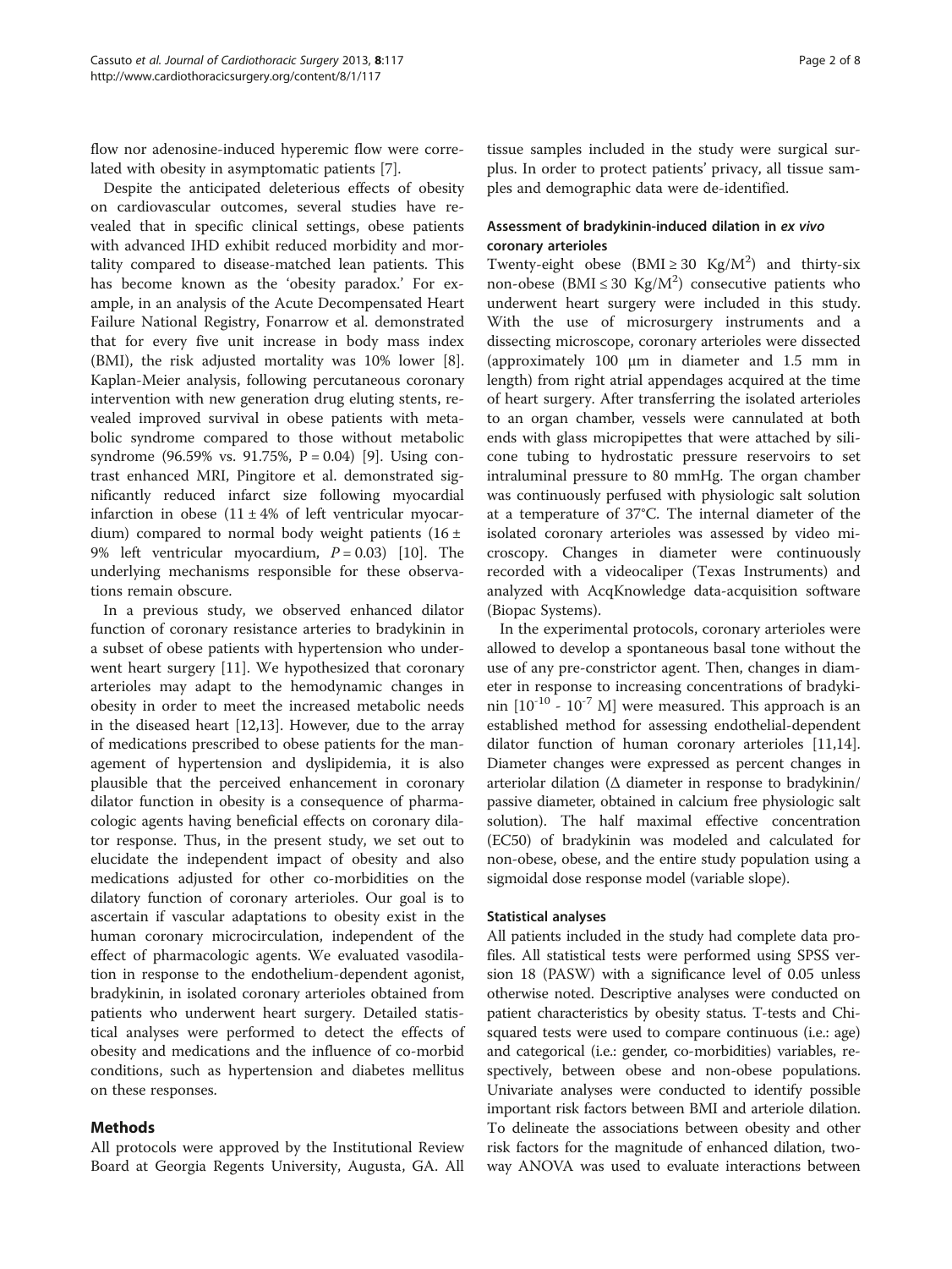flow nor adenosine-induced hyperemic flow were correlated with obesity in asymptomatic patients [7].

Despite the anticipated deleterious effects of obesity on cardiovascular outcomes, several studies have revealed that in specific clinical settings, obese patients with advanced IHD exhibit reduced morbidity and mortality compared to disease-matched lean patients. This has become known as the 'obesity paradox.' For example, in an analysis of the Acute Decompensated Heart Failure National Registry, Fonarrow et al. demonstrated that for every five unit increase in body mass index (BMI), the risk adjusted mortality was 10% lower [8]. Kaplan-Meier analysis, following percutaneous coronary intervention with new generation drug eluting stents, revealed improved survival in obese patients with metabolic syndrome compared to those without metabolic syndrome (96.59% vs. 91.75%, P = 0.04) [9]. Using contrast enhanced MRI, Pingitore et al. demonstrated significantly reduced infarct size following myocardial infarction in obese ($11 \pm 4\%$ of left ventricular myocardium) compared to normal body weight patients ($16 \pm 9\%$ left ventricular myocardium, $P = 0.03$) [10]. The underlying mechanisms responsible for these observations remain obscure.

In a previous study, we observed enhanced dilator function of coronary resistance arteries to bradykinin in a subset of obese patients with hypertension who underwent heart surgery [11]. We hypothesized that coronary arterioles may adapt to the hemodynamic changes in obesity in order to meet the increased metabolic needs in the diseased heart [12,13]. However, due to the array of medications prescribed to obese patients for the management of hypertension and dyslipidemia, it is also plausible that the perceived enhancement in coronary dilator function in obesity is a consequence of pharmacologic agents having beneficial effects on coronary dilator response. Thus, in the present study, we set out to elucidate the independent impact of obesity and also medications adjusted for other co-morbidities on the dilatory function of coronary arterioles. Our goal is to ascertain if vascular adaptations to obesity exist in the human coronary microcirculation, independent of the effect of pharmacologic agents. We evaluated vasodilation in response to the endothelium-dependent agonist, bradykinin, in isolated coronary arterioles obtained from patients who underwent heart surgery. Detailed statistical analyses were performed to detect the effects of obesity and medications and the influence of co-morbid conditions, such as hypertension and diabetes mellitus on these responses.

## Methods

All protocols were approved by the Institutional Review Board at Georgia Regents University, Augusta, GA. All tissue samples included in the study were surgical surplus. In order to protect patients' privacy, all tissue samples and demographic data were de-identified.

### Assessment of bradykinin-induced dilation in *ex vivo* coronary arterioles

Twenty-eight obese ($BMI \geq 30$ $Kg/M^2$) and thirty-six non-obese ($BMI \leq 30$ $Kg/M^2$) consecutive patients who underwent heart surgery were included in this study. With the use of microsurgery instruments and a dissecting microscope, coronary arterioles were dissected (approximately 100 μm in diameter and 1.5 mm in length) from right atrial appendages acquired at the time of heart surgery. After transferring the isolated arterioles to an organ chamber, vessels were cannulated at both ends with glass micropipettes that were attached by silicone tubing to hydrostatic pressure reservoirs to set intraluminal pressure to 80 mmHg. The organ chamber was continuously perfused with physiologic salt solution at a temperature of 37°C. The internal diameter of the isolated coronary arterioles was assessed by video microscopy. Changes in diameter were continuously recorded with a videocaliper (Texas Instruments) and analyzed with AcqKnowledge data-acquisition software (Biopac Systems).

In the experimental protocols, coronary arterioles were allowed to develop a spontaneous basal tone without the use of any pre-constrictor agent. Then, changes in diameter in response to increasing concentrations of bradykinin [$10^{-10}$ - $10^{-7}$ M] were measured. This approach is an established method for assessing endothelial-dependent dilator function of human coronary arterioles [11,14]. Diameter changes were expressed as percent changes in arteriolar dilation (Δ diameter in response to bradykinin/passive diameter, obtained in calcium free physiologic salt solution). The half maximal effective concentration (EC50) of bradykinin was modeled and calculated for non-obese, obese, and the entire study population using a sigmoidal dose response model (variable slope).

### Statistical analyses

All patients included in the study had complete data profiles. All statistical tests were performed using SPSS version 18 (PASW) with a significance level of 0.05 unless otherwise noted. Descriptive analyses were conducted on patient characteristics by obesity status. T-tests and Chi-squared tests were used to compare continuous (i.e.: age) and categorical (i.e.: gender, co-morbidities) variables, respectively, between obese and non-obese populations. Univariate analyses were conducted to identify possible important risk factors between BMI and arteriole dilation. To delineate the associations between obesity and other risk factors for the magnitude of enhanced dilation, two-way ANOVA was used to evaluate interactions between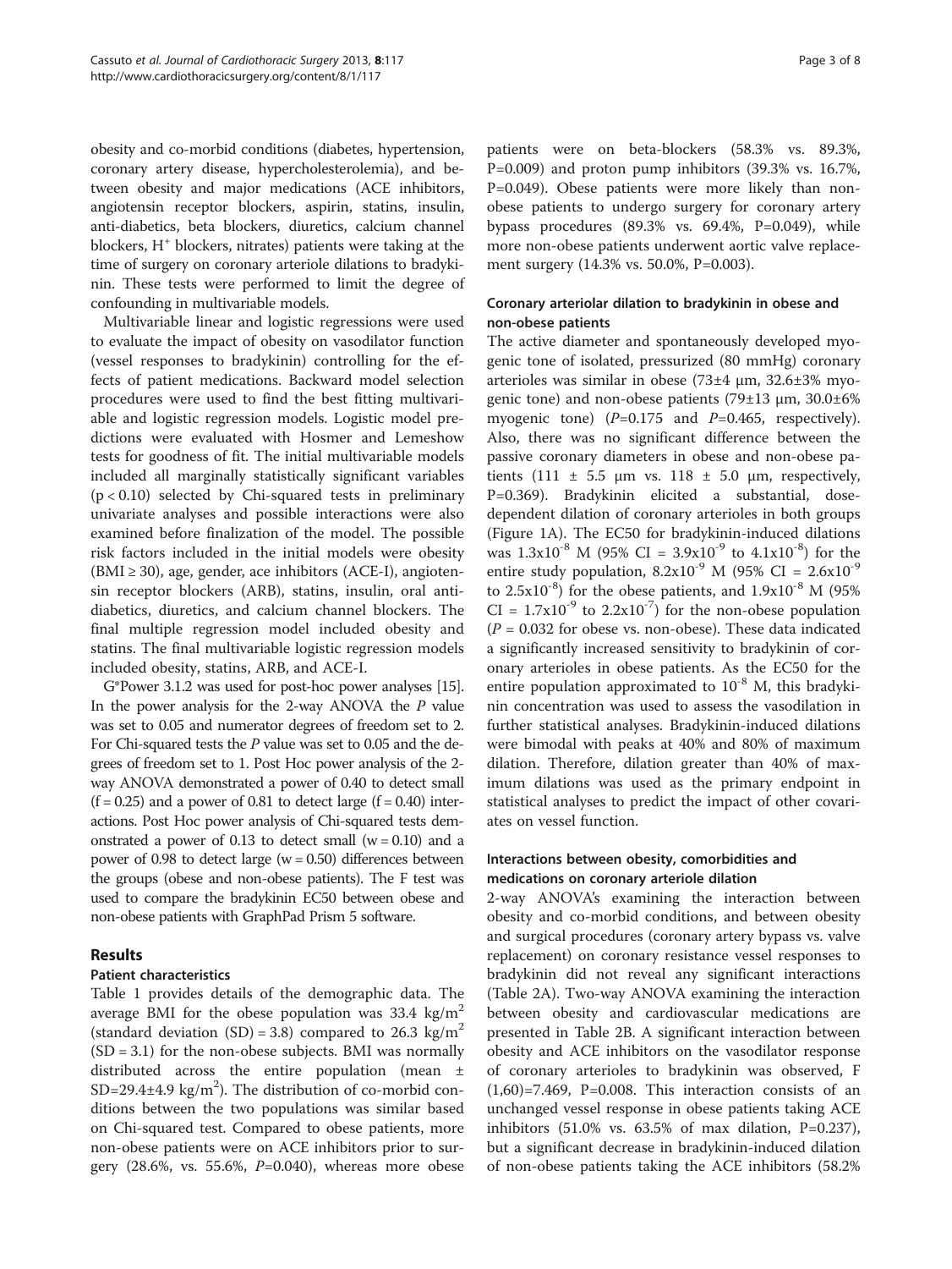obesity and co-morbid conditions (diabetes, hypertension, coronary artery disease, hypercholesterolemia), and between obesity and major medications (ACE inhibitors, angiotensin receptor blockers, aspirin, statins, insulin, anti-diabetics, beta blockers, diuretics, calcium channel blockers, $H^+$ blockers, nitrates) patients were taking at the time of surgery on coronary arteriole dilations to bradykinin. These tests were performed to limit the degree of confounding in multivariable models.

Multivariable linear and logistic regressions were used to evaluate the impact of obesity on vasodilator function (vessel responses to bradykinin) controlling for the effects of patient medications. Backward model selection procedures were used to find the best fitting multivariable and logistic regression models. Logistic model predictions were evaluated with Hosmer and Lemeshow tests for goodness of fit. The initial multivariable models included all marginally statistically significant variables ($p < 0.10$) selected by Chi-squared tests in preliminary univariate analyses and possible interactions were also examined before finalization of the model. The possible risk factors included in the initial models were obesity (BMI ≥ 30), age, gender, ace inhibitors (ACE-I), angiotensin receptor blockers (ARB), statins, insulin, oral anti-diabetics, diuretics, and calcium channel blockers. The final multiple regression model included obesity and statins. The final multivariable logistic regression models included obesity, statins, ARB, and ACE-I.

G*Power 3.1.2 was used for post-hoc power analyses [15]. In the power analysis for the 2-way ANOVA the *P* value was set to 0.05 and numerator degrees of freedom set to 2. For Chi-squared tests the *P* value was set to 0.05 and the degrees of freedom set to 1. Post Hoc power analysis of the 2-way ANOVA demonstrated a power of 0.40 to detect small ($f = 0.25$) and a power of 0.81 to detect large ($f = 0.40$) interactions. Post Hoc power analysis of Chi-squared tests demonstrated a power of 0.13 to detect small ($w = 0.10$) and a power of 0.98 to detect large ($w = 0.50$) differences between the groups (obese and non-obese patients). The F test was used to compare the bradykinin EC50 between obese and non-obese patients with GraphPad Prism 5 software.

## Results

### Patient characteristics

Table 1 provides details of the demographic data. The average BMI for the obese population was 33.4 $kg/m^2$ (standard deviation (SD) = 3.8) compared to 26.3 $kg/m^2$ (SD = 3.1) for the non-obese subjects. BMI was normally distributed across the entire population (mean ± SD=29.4±4.9 $kg/m^2$). The distribution of co-morbid conditions between the two populations was similar based on Chi-squared test. Compared to obese patients, more non-obese patients were on ACE inhibitors prior to surgery (28.6%, vs. 55.6%, *P*=0.040), whereas more obese patients were on beta-blockers (58.3% vs. 89.3%, P=0.009) and proton pump inhibitors (39.3% vs. 16.7%, P=0.049). Obese patients were more likely than non-obese patients to undergo surgery for coronary artery bypass procedures (89.3% vs. 69.4%, P=0.049), while more non-obese patients underwent aortic valve replacement surgery (14.3% vs. 50.0%, P=0.003).

### Coronary arteriolar dilation to bradykinin in obese and non-obese patients

The active diameter and spontaneously developed myogenic tone of isolated, pressurized (80 mmHg) coronary arterioles was similar in obese (73±4 μm, 32.6±3% myogenic tone) and non-obese patients (79±13 μm, 30.0±6% myogenic tone) (*P*=0.175 and *P*=0.465, respectively). Also, there was no significant difference between the passive coronary diameters in obese and non-obese patients (111 ± 5.5 μm vs. 118 ± 5.0 μm, respectively, P=0.369). Bradykinin elicited a substantial, dose-dependent dilation of coronary arterioles in both groups (Figure 1A). The EC50 for bradykinin-induced dilations was $1.3x10^{-8}$ M (95% CI = $3.9x10^{-9}$ to $4.1x10^{-8}$) for the entire study population, $8.2x10^{-9}$ M (95% CI = $2.6x10^{-9}$ to $2.5x10^{-8}$) for the obese patients, and $1.9x10^{-8}$ M (95% CI = $1.7x10^{-9}$ to $2.2x10^{-7}$) for the non-obese population (*P* = 0.032 for obese vs. non-obese). These data indicated a significantly increased sensitivity to bradykinin of coronary arterioles in obese patients. As the EC50 for the entire population approximated to $10^{-8}$ M, this bradykinin concentration was used to assess the vasodilation in further statistical analyses. Bradykinin-induced dilations were bimodal with peaks at 40% and 80% of maximum dilation. Therefore, dilation greater than 40% of maximum dilations was used as the primary endpoint in statistical analyses to predict the impact of other covariates on vessel function.

### Interactions between obesity, comorbidities and medications on coronary arteriole dilation

2-way ANOVA's examining the interaction between obesity and co-morbid conditions, and between obesity and surgical procedures (coronary artery bypass vs. valve replacement) on coronary resistance vessel responses to bradykinin did not reveal any significant interactions (Table 2A). Two-way ANOVA examining the interaction between obesity and cardiovascular medications are presented in Table 2B. A significant interaction between obesity and ACE inhibitors on the vasodilator response of coronary arterioles to bradykinin was observed, $F_{(1,60)}=7.469$, P=0.008. This interaction consists of an unchanged vessel response in obese patients taking ACE inhibitors (51.0% vs. 63.5% of max dilation, P=0.237), but a significant decrease in bradykinin-induced dilation of non-obese patients taking the ACE inhibitors (58.2%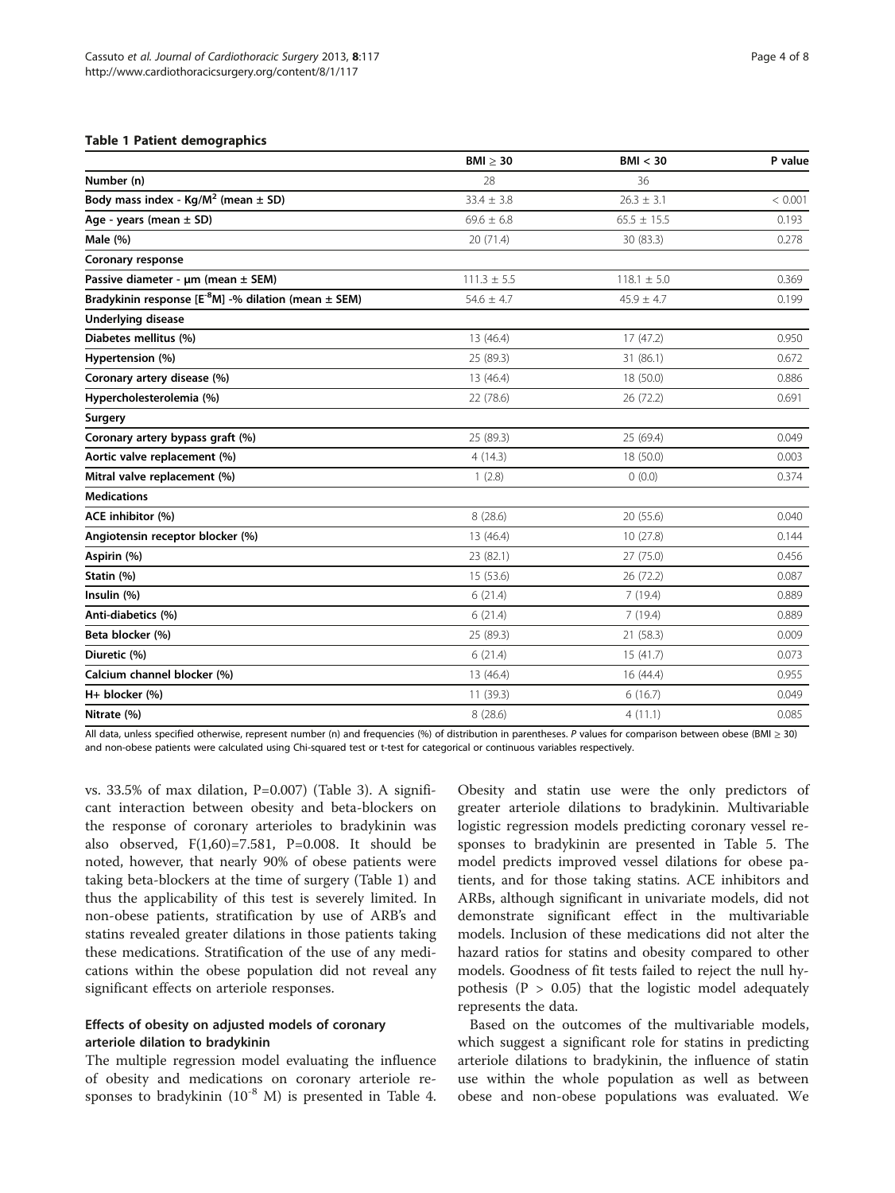**Table 1 Patient demographics**

| | BMI ≥ 30 | BMI < 30 | P value |
|---|---|---|---|
| **Number (n)** | 28 | 36 | |
| **Body mass index - Kg/M$^2$ (mean ± SD)** | 33.4 ± 3.8 | 26.3 ± 3.1 | < 0.001 |
| **Age - years (mean ± SD)** | 69.6 ± 6.8 | 65.5 ± 15.5 | 0.193 |
| **Male (%)** | 20 (71.4) | 30 (83.3) | 0.278 |
| **Coronary response** | | | |
| **Passive diameter - μm (mean ± SEM)** | 111.3 ± 5.5 | 118.1 ± 5.0 | 0.369 |
| **Bradykinin response [E$^{-8}$M] -% dilation (mean ± SEM)** | 54.6 ± 4.7 | 45.9 ± 4.7 | 0.199 |
| **Underlying disease** | | | |
| **Diabetes mellitus (%)** | 13 (46.4) | 17 (47.2) | 0.950 |
| **Hypertension (%)** | 25 (89.3) | 31 (86.1) | 0.672 |
| **Coronary artery disease (%)** | 13 (46.4) | 18 (50.0) | 0.886 |
| **Hypercholesterolemia (%)** | 22 (78.6) | 26 (72.2) | 0.691 |
| **Surgery** | | | |
| **Coronary artery bypass graft (%)** | 25 (89.3) | 25 (69.4) | 0.049 |
| **Aortic valve replacement (%)** | 4 (14.3) | 18 (50.0) | 0.003 |
| **Mitral valve replacement (%)** | 1 (2.8) | 0 (0.0) | 0.374 |
| **Medications** | | | |
| **ACE inhibitor (%)** | 8 (28.6) | 20 (55.6) | 0.040 |
| **Angiotensin receptor blocker (%)** | 13 (46.4) | 10 (27.8) | 0.144 |
| **Aspirin (%)** | 23 (82.1) | 27 (75.0) | 0.456 |
| **Statin (%)** | 15 (53.6) | 26 (72.2) | 0.087 |
| **Insulin (%)** | 6 (21.4) | 7 (19.4) | 0.889 |
| **Anti-diabetics (%)** | 6 (21.4) | 7 (19.4) | 0.889 |
| **Beta blocker (%)** | 25 (89.3) | 21 (58.3) | 0.009 |
| **Diuretic (%)** | 6 (21.4) | 15 (41.7) | 0.073 |
| **Calcium channel blocker (%)** | 13 (46.4) | 16 (44.4) | 0.955 |
| **H+ blocker (%)** | 11 (39.3) | 6 (16.7) | 0.049 |
| **Nitrate (%)** | 8 (28.6) | 4 (11.1) | 0.085 |

All data, unless specified otherwise, represent number (n) and frequencies (%) of distribution in parentheses. *P* values for comparison between obese (BMI ≥ 30) and non-obese patients were calculated using Chi-squared test or t-test for categorical or continuous variables respectively.

vs. 33.5% of max dilation, P=0.007) (Table 3). A significant interaction between obesity and beta-blockers on the response of coronary arterioles to bradykinin was also observed, $F(1,60)=7.581$, P=0.008. It should be noted, however, that nearly 90% of obese patients were taking beta-blockers at the time of surgery (Table 1) and thus the applicability of this test is severely limited. In non-obese patients, stratification by use of ARB's and statins revealed greater dilations in those patients taking these medications. Stratification of the use of any medications within the obese population did not reveal any significant effects on arteriole responses.

### Effects of obesity on adjusted models of coronary arteriole dilation to bradykinin

The multiple regression model evaluating the influence of obesity and medications on coronary arteriole responses to bradykinin ($10^{-8}$ M) is presented in Table 4. Obesity and statin use were the only predictors of greater arteriole dilations to bradykinin. Multivariable logistic regression models predicting coronary vessel responses to bradykinin are presented in Table 5. The model predicts improved vessel dilations for obese patients, and for those taking statins. ACE inhibitors and ARBs, although significant in univariate models, did not demonstrate significant effect in the multivariable models. Inclusion of these medications did not alter the hazard ratios for statins and obesity compared to other models. Goodness of fit tests failed to reject the null hypothesis (P > 0.05) that the logistic model adequately represents the data.

Based on the outcomes of the multivariable models, which suggest a significant role for statins in predicting arteriole dilations to bradykinin, the influence of statin use within the whole population as well as between obese and non-obese populations was evaluated. We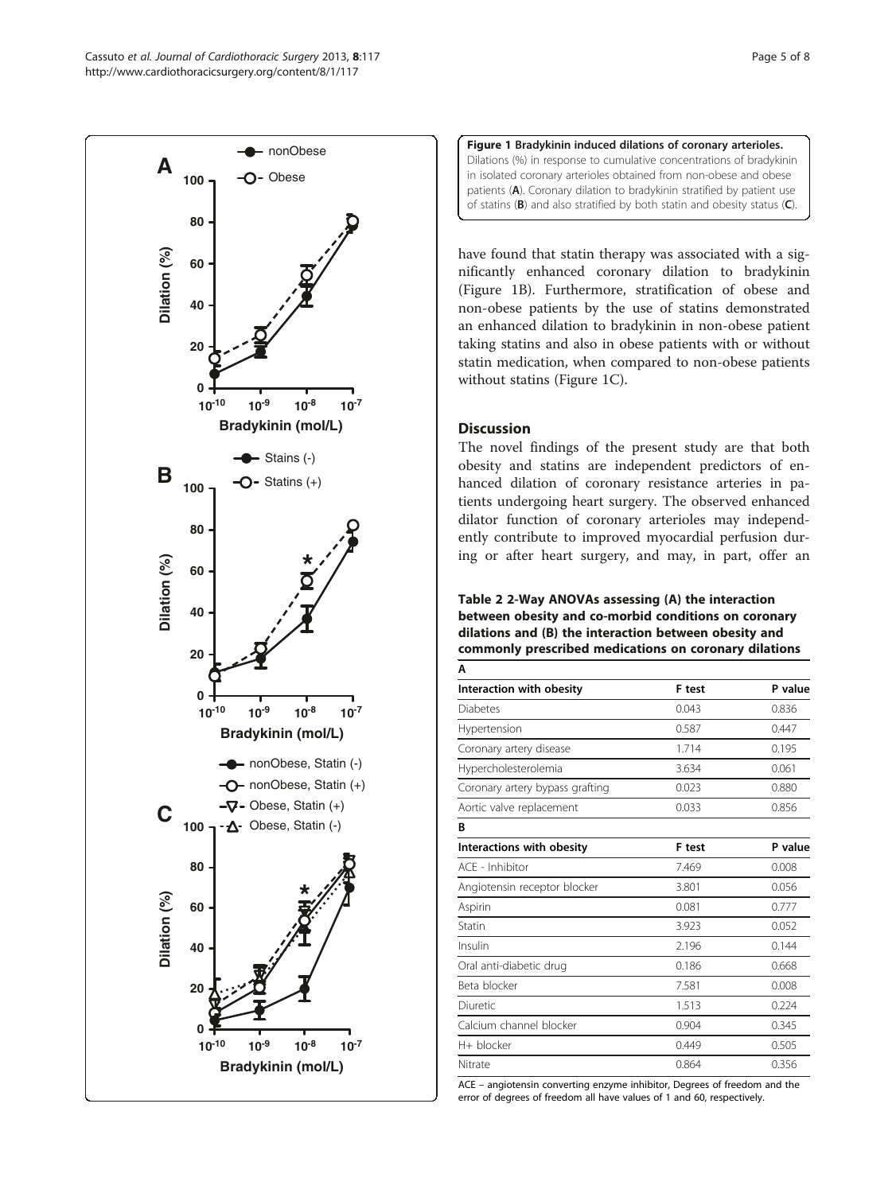**Figure 1 Bradykinin induced dilations of coronary arterioles.** Dilations (%) in response to cumulative concentrations of bradykinin in isolated coronary arterioles obtained from non-obese and obese patients (**A**). Coronary dilation to bradykinin stratified by patient use of statins (**B**) and also stratified by both statin and obesity status (**C**).

have found that statin therapy was associated with a significantly enhanced coronary dilation to bradykinin (Figure 1B). Furthermore, stratification of obese and non-obese patients by the use of statins demonstrated an enhanced dilation to bradykinin in non-obese patient taking statins and also in obese patients with or without statin medication, when compared to non-obese patients without statins (Figure 1C).

## Discussion

The novel findings of the present study are that both obesity and statins are independent predictors of enhanced dilation of coronary resistance arteries in patients undergoing heart surgery. The observed enhanced dilator function of coronary arterioles may independently contribute to improved myocardial perfusion during or after heart surgery, and may, in part, offer an

**Table 2 2-Way ANOVAs assessing (A) the interaction between obesity and co-morbid conditions on coronary dilations and (B) the interaction between obesity and commonly prescribed medications on coronary dilations**

| **A** | | |
|---|---|---|
| **Interaction with obesity** | **F test** | **P value** |
| Diabetes | 0.043 | 0.836 |
| Hypertension | 0.587 | 0.447 |
| Coronary artery disease | 1.714 | 0.195 |
| Hypercholesterolemia | 3.634 | 0.061 |
| Coronary artery bypass grafting | 0.023 | 0.880 |
| Aortic valve replacement | 0.033 | 0.856 |
| **B** | | |
| **Interactions with obesity** | **F test** | **P value** |
| ACE - Inhibitor | 7.469 | 0.008 |
| Angiotensin receptor blocker | 3.801 | 0.056 |
| Aspirin | 0.081 | 0.777 |
| Statin | 3.923 | 0.052 |
| Insulin | 2.196 | 0.144 |
| Oral anti-diabetic drug | 0.186 | 0.668 |
| Beta blocker | 7.581 | 0.008 |
| Diuretic | 1.513 | 0.224 |
| Calcium channel blocker | 0.904 | 0.345 |
| H+ blocker | 0.449 | 0.505 |
| Nitrate | 0.864 | 0.356 |

ACE – angiotensin converting enzyme inhibitor, Degrees of freedom and the error of degrees of freedom all have values of 1 and 60, respectively.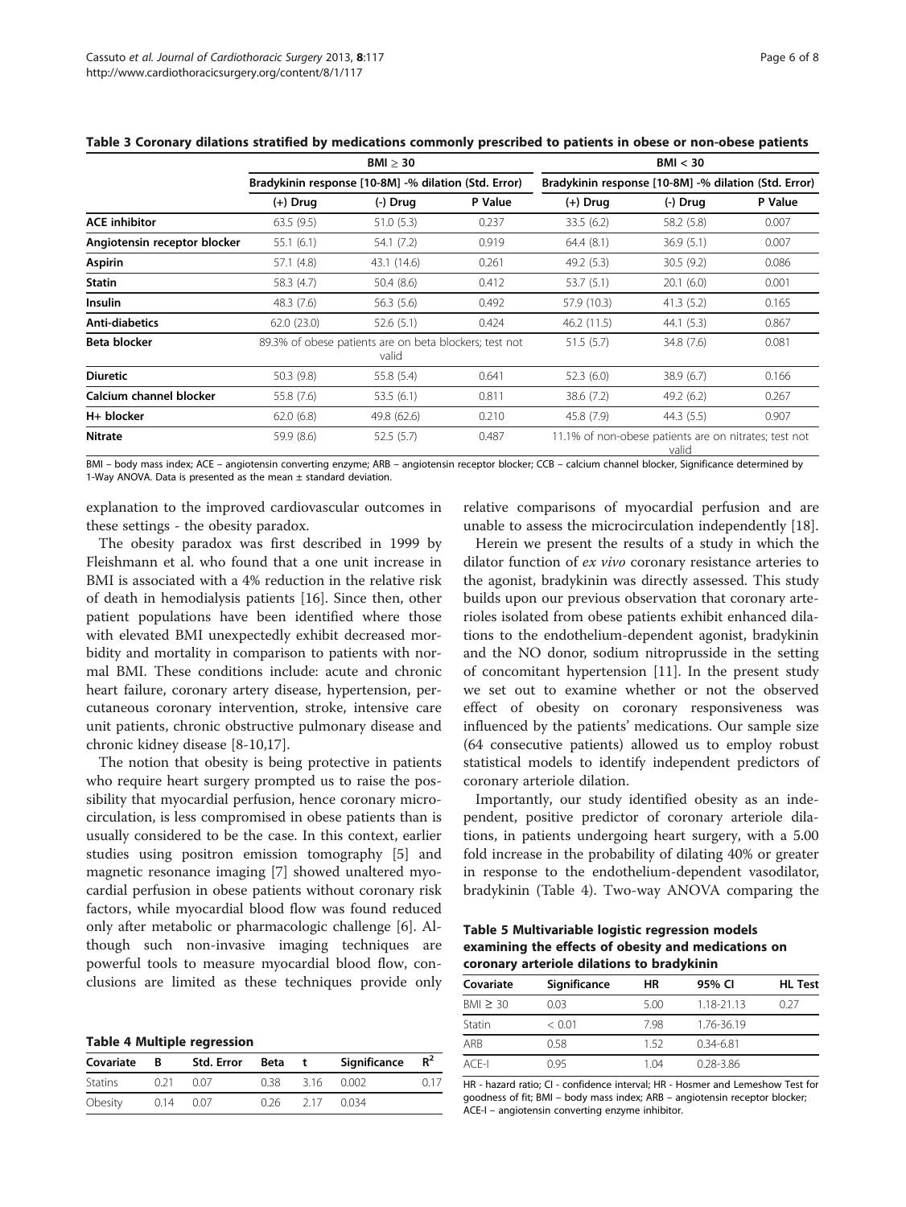**Table 3 Coronary dilations stratified by medications commonly prescribed to patients in obese or non-obese patients**

| | BMI ≥ 30 | | | BMI < 30 | | |
|---|---|---|---|---|---|---|
| | Bradykinin response [10-8M] -% dilation (Std. Error) | | | Bradykinin response [10-8M] -% dilation (Std. Error) | | |
| | (+) Drug | (-) Drug | P Value | (+) Drug | (-) Drug | P Value |
| **ACE inhibitor** | 63.5 (9.5) | 51.0 (5.3) | 0.237 | 33.5 (6.2) | 58.2 (5.8) | 0.007 |
| **Angiotensin receptor blocker** | 55.1 (6.1) | 54.1 (7.2) | 0.919 | 64.4 (8.1) | 36.9 (5.1) | 0.007 |
| **Aspirin** | 57.1 (4.8) | 43.1 (14.6) | 0.261 | 49.2 (5.3) | 30.5 (9.2) | 0.086 |
| **Statin** | 58.3 (4.7) | 50.4 (8.6) | 0.412 | 53.7 (5.1) | 20.1 (6.0) | 0.001 |
| **Insulin** | 48.3 (7.6) | 56.3 (5.6) | 0.492 | 57.9 (10.3) | 41.3 (5.2) | 0.165 |
| **Anti-diabetics** | 62.0 (23.0) | 52.6 (5.1) | 0.424 | 46.2 (11.5) | 44.1 (5.3) | 0.867 |
| **Beta blocker** | 89.3% of obese patients are on beta blockers; test not valid | | | 51.5 (5.7) | 34.8 (7.6) | 0.081 |
| **Diuretic** | 50.3 (9.8) | 55.8 (5.4) | 0.641 | 52.3 (6.0) | 38.9 (6.7) | 0.166 |
| **Calcium channel blocker** | 55.8 (7.6) | 53.5 (6.1) | 0.811 | 38.6 (7.2) | 49.2 (6.2) | 0.267 |
| **H+ blocker** | 62.0 (6.8) | 49.8 (62.6) | 0.210 | 45.8 (7.9) | 44.3 (5.5) | 0.907 |
| **Nitrate** | 59.9 (8.6) | 52.5 (5.7) | 0.487 | 11.1% of non-obese patients are on nitrates; test not valid | | |

BMI – body mass index; ACE – angiotensin converting enzyme; ARB – angiotensin receptor blocker; CCB – calcium channel blocker, Significance determined by 1-Way ANOVA. Data is presented as the mean ± standard deviation.

explanation to the improved cardiovascular outcomes in these settings - the obesity paradox.

The obesity paradox was first described in 1999 by Fleishmann et al. who found that a one unit increase in BMI is associated with a 4% reduction in the relative risk of death in hemodialysis patients [16]. Since then, other patient populations have been identified where those with elevated BMI unexpectedly exhibit decreased morbidity and mortality in comparison to patients with normal BMI. These conditions include: acute and chronic heart failure, coronary artery disease, hypertension, percutaneous coronary intervention, stroke, intensive care unit patients, chronic obstructive pulmonary disease and chronic kidney disease [8-10,17].

The notion that obesity is being protective in patients who require heart surgery prompted us to raise the possibility that myocardial perfusion, hence coronary microcirculation, is less compromised in obese patients than is usually considered to be the case. In this context, earlier studies using positron emission tomography [5] and magnetic resonance imaging [7] showed unaltered myocardial perfusion in obese patients without coronary risk factors, while myocardial blood flow was found reduced only after metabolic or pharmacologic challenge [6]. Although such non-invasive imaging techniques are powerful tools to measure myocardial blood flow, conclusions are limited as these techniques provide only relative comparisons of myocardial perfusion and are unable to assess the microcirculation independently [18].

**Table 4 Multiple regression**

| Covariate | B | Std. Error | Beta | t | Significance | $R^2$ |
|---|---|---|---|---|---|---|
| Statins | 0.21 | 0.07 | 0.38 | 3.16 | 0.002 | 0.17 |
| Obesity | 0.14 | 0.07 | 0.26 | 2.17 | 0.034 | |

Herein we present the results of a study in which the dilator function of *ex vivo* coronary resistance arteries to the agonist, bradykinin was directly assessed. This study builds upon our previous observation that coronary arterioles isolated from obese patients exhibit enhanced dilations to the endothelium-dependent agonist, bradykinin and the NO donor, sodium nitroprusside in the setting of concomitant hypertension [11]. In the present study we set out to examine whether or not the observed effect of obesity on coronary responsiveness was influenced by the patients' medications. Our sample size (64 consecutive patients) allowed us to employ robust statistical models to identify independent predictors of coronary arteriole dilation.

Importantly, our study identified obesity as an independent, positive predictor of coronary arteriole dilations, in patients undergoing heart surgery, with a 5.00 fold increase in the probability of dilating 40% or greater in response to the endothelium-dependent vasodilator, bradykinin (Table 4). Two-way ANOVA comparing the

**Table 5 Multivariable logistic regression models examining the effects of obesity and medications on coronary arteriole dilations to bradykinin**

| Covariate | Significance | HR | 95% CI | HL Test |
|---|---|---|---|---|
| BMI ≥ 30 | 0.03 | 5.00 | 1.18-21.13 | 0.27 |
| Statin | < 0.01 | 7.98 | 1.76-36.19 | |
| ARB | 0.58 | 1.52 | 0.34-6.81 | |
| ACE-I | 0.95 | 1.04 | 0.28-3.86 | |

HR - hazard ratio; CI - confidence interval; HR - Hosmer and Lemeshow Test for goodness of fit; BMI – body mass index; ARB – angiotensin receptor blocker; ACE-I – angiotensin converting enzyme inhibitor.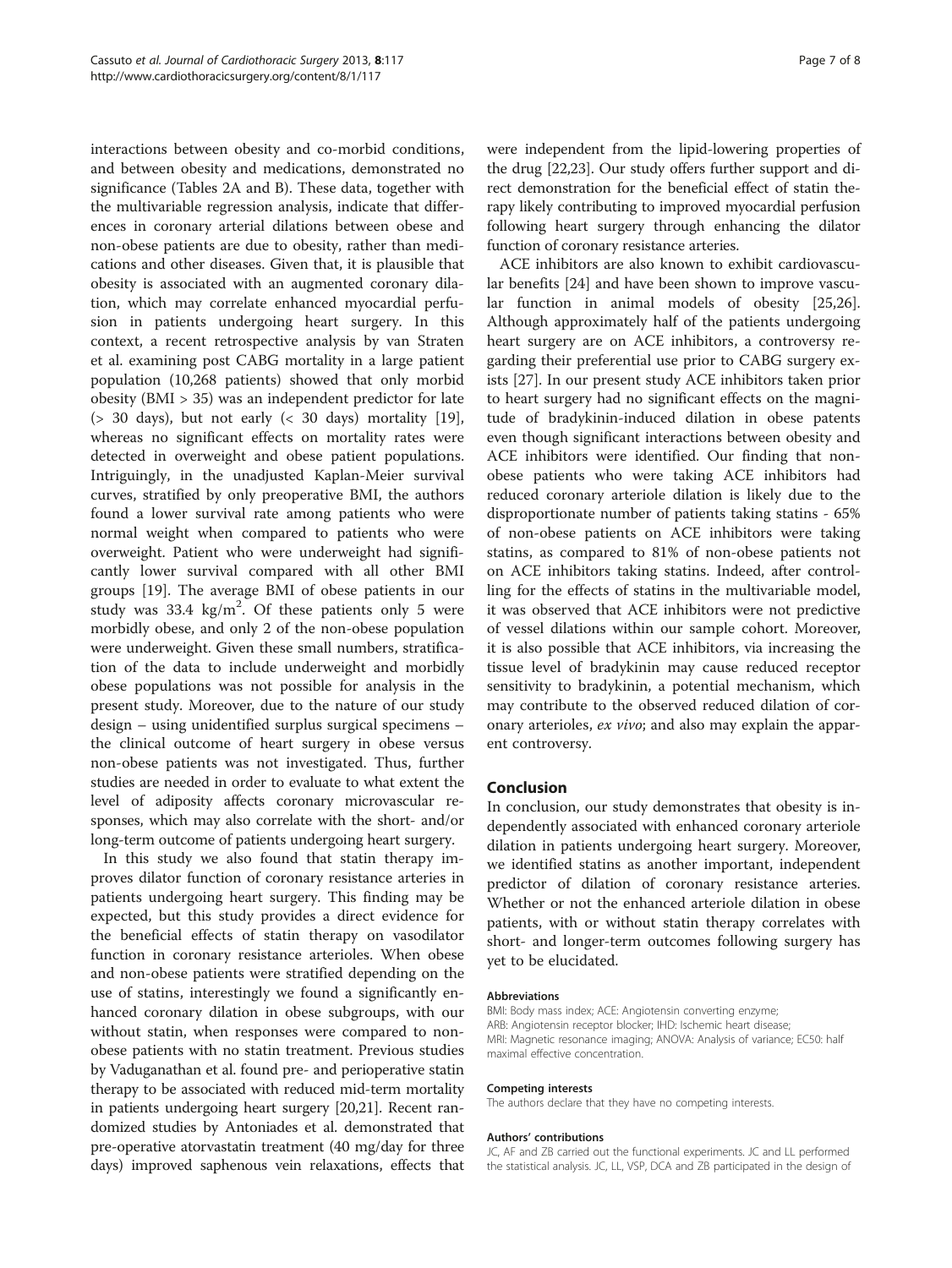interactions between obesity and co-morbid conditions, and between obesity and medications, demonstrated no significance (Tables 2A and B). These data, together with the multivariable regression analysis, indicate that differences in coronary arterial dilations between obese and non-obese patients are due to obesity, rather than medications and other diseases. Given that, it is plausible that obesity is associated with an augmented coronary dilation, which may correlate enhanced myocardial perfusion in patients undergoing heart surgery. In this context, a recent retrospective analysis by van Straten et al. examining post CABG mortality in a large patient population (10,268 patients) showed that only morbid obesity (BMI > 35) was an independent predictor for late (> 30 days), but not early (< 30 days) mortality [19], whereas no significant effects on mortality rates were detected in overweight and obese patient populations. Intriguingly, in the unadjusted Kaplan-Meier survival curves, stratified by only preoperative BMI, the authors found a lower survival rate among patients who were normal weight when compared to patients who were overweight. Patient who were underweight had significantly lower survival compared with all other BMI groups [19]. The average BMI of obese patients in our study was 33.4 $kg/m^2$. Of these patients only 5 were morbidly obese, and only 2 of the non-obese population were underweight. Given these small numbers, stratification of the data to include underweight and morbidly obese populations was not possible for analysis in the present study. Moreover, due to the nature of our study design – using unidentified surplus surgical specimens – the clinical outcome of heart surgery in obese versus non-obese patients was not investigated. Thus, further studies are needed in order to evaluate to what extent the level of adiposity affects coronary microvascular responses, which may also correlate with the short- and/or long-term outcome of patients undergoing heart surgery.

In this study we also found that statin therapy improves dilator function of coronary resistance arteries in patients undergoing heart surgery. This finding may be expected, but this study provides a direct evidence for the beneficial effects of statin therapy on vasodilator function in coronary resistance arterioles. When obese and non-obese patients were stratified depending on the use of statins, interestingly we found a significantly enhanced coronary dilation in obese subgroups, with our without statin, when responses were compared to non-obese patients with no statin treatment. Previous studies by Vaduganathan et al. found pre- and perioperative statin therapy to be associated with reduced mid-term mortality in patients undergoing heart surgery [20,21]. Recent randomized studies by Antoniades et al. demonstrated that pre-operative atorvastatin treatment (40 mg/day for three days) improved saphenous vein relaxations, effects that were independent from the lipid-lowering properties of the drug [22,23]. Our study offers further support and direct demonstration for the beneficial effect of statin therapy likely contributing to improved myocardial perfusion following heart surgery through enhancing the dilator function of coronary resistance arteries.

ACE inhibitors are also known to exhibit cardiovascular benefits [24] and have been shown to improve vascular function in animal models of obesity [25,26]. Although approximately half of the patients undergoing heart surgery are on ACE inhibitors, a controversy regarding their preferential use prior to CABG surgery exists [27]. In our present study ACE inhibitors taken prior to heart surgery had no significant effects on the magnitude of bradykinin-induced dilation in obese patents even though significant interactions between obesity and ACE inhibitors were identified. Our finding that non-obese patients who were taking ACE inhibitors had reduced coronary arteriole dilation is likely due to the disproportionate number of patients taking statins - 65% of non-obese patients on ACE inhibitors were taking statins, as compared to 81% of non-obese patients not on ACE inhibitors taking statins. Indeed, after controlling for the effects of statins in the multivariable model, it was observed that ACE inhibitors were not predictive of vessel dilations within our sample cohort. Moreover, it is also possible that ACE inhibitors, via increasing the tissue level of bradykinin may cause reduced receptor sensitivity to bradykinin, a potential mechanism, which may contribute to the observed reduced dilation of coronary arterioles, *ex vivo*; and also may explain the apparent controversy.

## Conclusion

In conclusion, our study demonstrates that obesity is independently associated with enhanced coronary arteriole dilation in patients undergoing heart surgery. Moreover, we identified statins as another important, independent predictor of dilation of coronary resistance arteries. Whether or not the enhanced arteriole dilation in obese patients, with or without statin therapy correlates with short- and longer-term outcomes following surgery has yet to be elucidated.

#### Abbreviations

BMI: Body mass index; ACE: Angiotensin converting enzyme; ARB: Angiotensin receptor blocker; IHD: Ischemic heart disease; MRI: Magnetic resonance imaging; ANOVA: Analysis of variance; EC50: half maximal effective concentration.

#### Competing interests

The authors declare that they have no competing interests.

#### Authors' contributions

JC, AF and ZB carried out the functional experiments. JC and LL performed the statistical analysis. JC, LL, VSP, DCA and ZB participated in the design of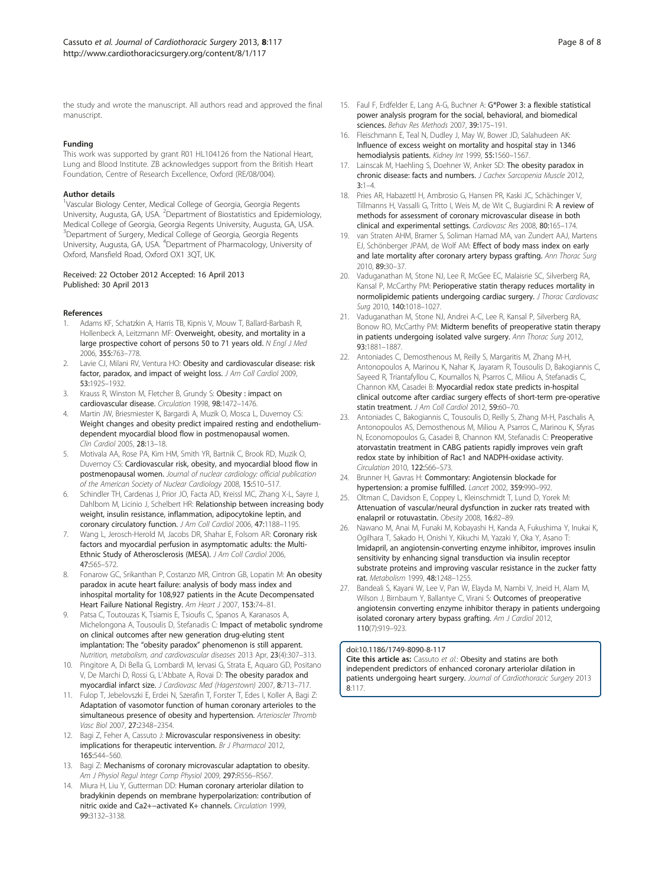the study and wrote the manuscript. All authors read and approved the final manuscript.

#### Funding

This work was supported by grant R01 HL104126 from the National Heart, Lung and Blood Institute. ZB acknowledges support from the British Heart Foundation, Centre of Research Excellence, Oxford (RE/08/004).

#### Author details

[1]Vascular Biology Center, Medical College of Georgia, Georgia Regents University, Augusta, GA, USA. [2]Department of Biostatistics and Epidemiology, Medical College of Georgia, Georgia Regents University, Augusta, GA, USA. [3]Department of Surgery, Medical College of Georgia, Georgia Regents University, Augusta, GA, USA. [4]Department of Pharmacology, University of Oxford, Mansfield Road, Oxford OX1 3QT, UK.

Received: 22 October 2012 Accepted: 16 April 2013
Published: 30 April 2013

#### References

1. Adams KF, Schatzkin A, Harris TB, Kipnis V, Mouw T, Ballard-Barbash R, Hollenbeck A, Leitzmann MF: **Overweight, obesity, and mortality in a large prospective cohort of persons 50 to 71 years old.** *N Engl J Med* 2006, **355:**763–778.
2. Lavie CJ, Milani RV, Ventura HO: **Obesity and cardiovascular disease: risk factor, paradox, and impact of weight loss.** *J Am Coll Cardiol* 2009, **53:**1925–1932.
3. Krauss R, Winston M, Fletcher B, Grundy S: **Obesity : impact on cardiovascular disease.** *Circulation* 1998, **98:**1472–1476.
4. Martin JW, Briesmiester K, Bargardi A, Muzik O, Mosca L, Duvernoy CS: **Weight changes and obesity predict impaired resting and endothelium-dependent myocardial blood flow in postmenopausal women.** *Clin Cardiol* 2005, **28:**13–18.
5. Motivala AA, Rose PA, Kim HM, Smith YR, Bartnik C, Brook RD, Muzik O, Duvernoy CS: **Cardiovascular risk, obesity, and myocardial blood flow in postmenopausal women.** *Journal of nuclear cardiology: official publication of the American Society of Nuclear Cardiology* 2008, **15:**510–517.
6. Schindler TH, Cardenas J, Prior JO, Facta AD, Kreissl MC, Zhang X-L, Sayre J, Dahlbom M, Licinio J, Schelbert HR: **Relationship between increasing body weight, insulin resistance, inflammation, adipocytokine leptin, and coronary circulatory function.** *J Am Coll Cardiol* 2006, **47:**1188–1195.
7. Wang L, Jerosch-Herold M, Jacobs DR, Shahar E, Folsom AR: **Coronary risk factors and myocardial perfusion in asymptomatic adults: the Multi-Ethnic Study of Atherosclerosis (MESA).** *J Am Coll Cardiol* 2006, **47:**565–572.
8. Fonarow GC, Srikanthan P, Costanzo MR, Cintron GB, Lopatin M: **An obesity paradox in acute heart failure: analysis of body mass index and inhospital mortality for 108,927 patients in the Acute Decompensated Heart Failure National Registry.** *Am Heart J* 2007, **153:**74–81.
9. Patsa C, Toutouzas K, Tsiamis E, Tsioufis C, Spanos A, Karanasos A, Michelongona A, Tousoulis D, Stefanadis C: **Impact of metabolic syndrome on clinical outcomes after new generation drug-eluting stent implantation: The "obesity paradox" phenomenon is still apparent.** *Nutrition, metabolism, and cardiovascular diseases* 2013 Apr, **23**(4):307–313.
10. Pingitore A, Di Bella G, Lombardi M, Iervasi G, Strata E, Aquaro GD, Positano V, De Marchi D, Rossi G, L'Abbate A, Rovai D: **The obesity paradox and myocardial infarct size.** *J Cardiovasc Med (Hagerstown)* 2007, **8:**713–717.
11. Fulop T, Jebelovszki E, Erdei N, Szerafin T, Forster T, Edes I, Koller A, Bagi Z: **Adaptation of vasomotor function of human coronary arterioles to the simultaneous presence of obesity and hypertension.** *Arterioscler Thromb Vasc Biol* 2007, **27:**2348–2354.
12. Bagi Z, Feher A, Cassuto J: **Microvascular responsiveness in obesity: implications for therapeutic intervention.** *Br J Pharmacol* 2012, **165:**544–560.
13. Bagi Z: **Mechanisms of coronary microvascular adaptation to obesity.** *Am J Physiol Regul Integr Comp Physiol* 2009, **297:**R556–R567.
14. Miura H, Liu Y, Gutterman DD: **Human coronary arteriolar dilation to bradykinin depends on membrane hyperpolarization: contribution of nitric oxide and Ca2+–activated K+ channels.** *Circulation* 1999, **99:**3132–3138.
15. Faul F, Erdfelder E, Lang A-G, Buchner A: **G*Power 3: a flexible statistical power analysis program for the social, behavioral, and biomedical sciences.** *Behav Res Methods* 2007, **39:**175–191.
16. Fleischmann E, Teal N, Dudley J, May W, Bower JD, Salahudeen AK: **Influence of excess weight on mortality and hospital stay in 1346 hemodialysis patients.** *Kidney Int* 1999, **55:**1560–1567.
17. Lainscak M, Haehling S, Doehner W, Anker SD: **The obesity paradox in chronic disease: facts and numbers.** *J Cachex Sarcopenia Muscle* 2012, **3:**1–4.
18. Pries AR, Habazettl H, Ambrosio G, Hansen PR, Kaski JC, Schächinger V, Tillmanns H, Vassalli G, Tritto I, Weis M, de Wit C, Bugiardini R: **A review of methods for assessment of coronary microvascular disease in both clinical and experimental settings.** *Cardiovasc Res* 2008, **80:**165–174.
19. van Straten AHM, Bramer S, Soliman Hamad MA, van Zundert AAJ, Martens EJ, Schönberger JPAM, de Wolf AM: **Effect of body mass index on early and late mortality after coronary artery bypass grafting.** *Ann Thorac Surg* 2010, **89:**30–37.
20. Vaduganathan M, Stone NJ, Lee R, McGee EC, Malaisrie SC, Silverberg RA, Kansal P, McCarthy PM: **Perioperative statin therapy reduces mortality in normolipidemic patients undergoing cardiac surgery.** *J Thorac Cardiovasc Surg* 2010, **140:**1018–1027.
21. Vaduganathan M, Stone NJ, Andrei A-C, Lee R, Kansal P, Silverberg RA, Bonow RO, McCarthy PM: **Midterm benefits of preoperative statin therapy in patients undergoing isolated valve surgery.** *Ann Thorac Surg* 2012, **93:**1881–1887.
22. Antoniades C, Demosthenous M, Reilly S, Margaritis M, Zhang M-H, Antonopoulos A, Marinou K, Nahar K, Jayaram R, Tousoulis D, Bakogiannis C, Sayeed R, Triantafyllou C, Koumallos N, Psarros C, Miliou A, Stefanadis C, Channon KM, Casadei B: **Myocardial redox state predicts in-hospital clinical outcome after cardiac surgery effects of short-term pre-operative statin treatment.** *J Am Coll Cardiol* 2012, **59:**60–70.
23. Antoniades C, Bakogiannis C, Tousoulis D, Reilly S, Zhang M-H, Paschalis A, Antonopoulos AS, Demosthenous M, Miliou A, Psarros C, Marinou K, Sfyras N, Economopoulos G, Casadei B, Channon KM, Stefanadis C: **Preoperative atorvastatin treatment in CABG patients rapidly improves vein graft redox state by inhibition of Rac1 and NADPH-oxidase activity.** *Circulation* 2010, **122:**S66–S73.
24. Brunner H, Gavras H: **Commontary: Angiotensin blockade for hypertension: a promise fulfilled.** *Lancet* 2002, **359:**990–992.
25. Oltman C, Davidson E, Coppey L, Kleinschmidt T, Lund D, Yorek M: **Attenuation of vascular/neural dysfunction in zucker rats treated with enalapril or rotuvastatin.** *Obesity* 2008, **16:**82–89.
26. Nawano M, Anai M, Funaki M, Kobayashi H, Kanda A, Fukushima Y, Inukai K, Ogilhara T, Sakado H, Onishi Y, Kikuchi M, Yazaki Y, Oka Y, Asano T: **Imidapril, an angiotensin-converting enzyme inhibitor, improves insulin sensitivity by enhancing signal transduction via insulin receptor substrate proteins and improving vascular resistance in the zucker fatty rat.** *Metabolism* 1999, **48:**1248–1255.
27. Bandeali S, Kayani W, Lee V, Pan W, Elayda M, Nambi V, Jneid H, Alam M, Wilson J, Birnbaum Y, Ballantye C, Virani S: **Outcomes of preoperative angiotensin converting enzyme inhibitor therapy in patients undergoing isolated coronary artery bypass grafting.** *Am J Cardiol* 2012, **110**(7):919–923.

doi:10.1186/1749-8090-8-117
**Cite this article as:** Cassuto *et al.*: Obesity and statins are both independent predictors of enhanced coronary arteriolar dilation in patients undergoing heart surgery. *Journal of Cardiothoracic Surgery* 2013 **8**:117.